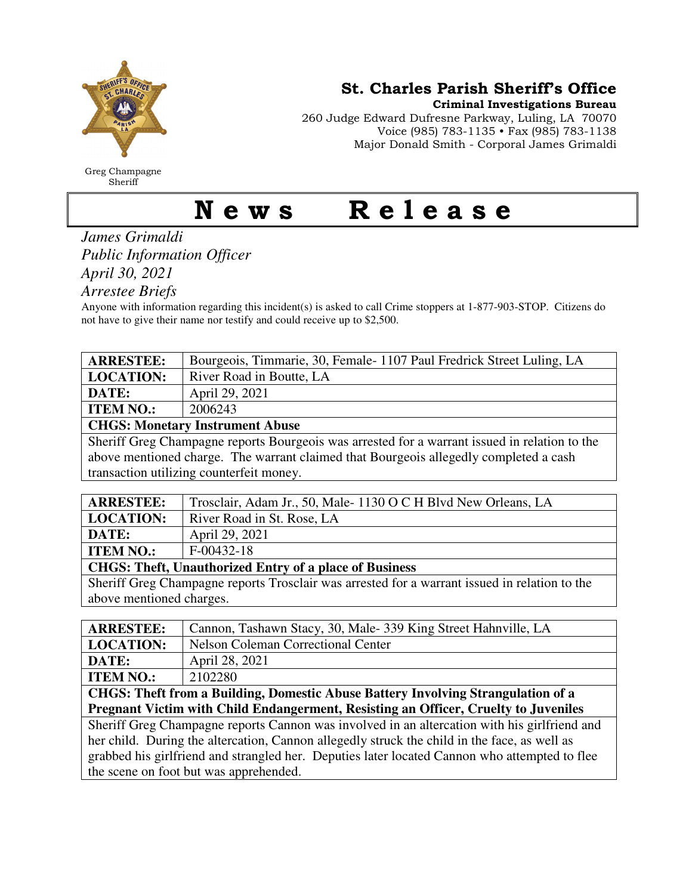Greg Champagne
Sheriff

## St. Charles Parish Sheriff's Office

**Criminal Investigations Bureau**
260 Judge Edward Dufresne Parkway, Luling, LA 70070
Voice (985) 783-1135 • Fax (985) 783-1138
Major Donald Smith - Corporal James Grimaldi

# News Release

*James Grimaldi*
*Public Information Officer*
*April 30, 2021*
*Arrestee Briefs*

Anyone with information regarding this incident(s) is asked to call Crime stoppers at 1-877-903-STOP. Citizens do not have to give their name nor testify and could receive up to $2,500.

| **ARRESTEE:** | Bourgeois, Timmarie, 30, Female- 1107 Paul Fredrick Street Luling, LA |
|---|---|
| **LOCATION:** | River Road in Boutte, LA |
| **DATE:** | April 29, 2021 |
| **ITEM NO.:** | 2006243 |
| **CHGS: Monetary Instrument Abuse** | |
| Sheriff Greg Champagne reports Bourgeois was arrested for a warrant issued in relation to the above mentioned charge. The warrant claimed that Bourgeois allegedly completed a cash transaction utilizing counterfeit money. | |

| **ARRESTEE:** | Trosclair, Adam Jr., 50, Male- 1130 O C H Blvd New Orleans, LA |
|---|---|
| **LOCATION:** | River Road in St. Rose, LA |
| **DATE:** | April 29, 2021 |
| **ITEM NO.:** | F-00432-18 |
| **CHGS: Theft, Unauthorized Entry of a place of Business** | |
| Sheriff Greg Champagne reports Trosclair was arrested for a warrant issued in relation to the above mentioned charges. | |

| **ARRESTEE:** | Cannon, Tashawn Stacy, 30, Male- 339 King Street Hahnville, LA |
|---|---|
| **LOCATION:** | Nelson Coleman Correctional Center |
| **DATE:** | April 28, 2021 |
| **ITEM NO.:** | 2102280 |
| **CHGS: Theft from a Building, Domestic Abuse Battery Involving Strangulation of a Pregnant Victim with Child Endangerment, Resisting an Officer, Cruelty to Juveniles** | |
| Sheriff Greg Champagne reports Cannon was involved in an altercation with his girlfriend and her child. During the altercation, Cannon allegedly struck the child in the face, as well as grabbed his girlfriend and strangled her. Deputies later located Cannon who attempted to flee the scene on foot but was apprehended. | |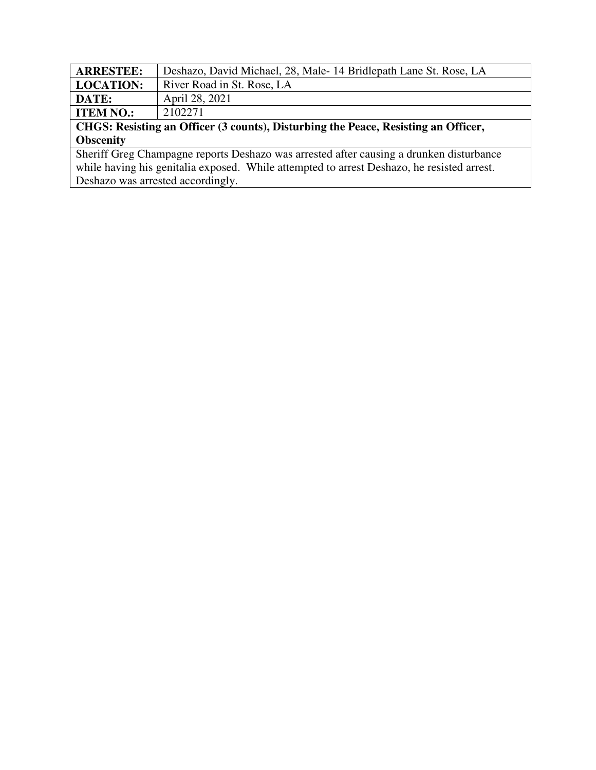| | |
|---|---|
| **ARRESTEE:** | Deshazo, David Michael, 28, Male- 14 Bridlepath Lane St. Rose, LA |
| **LOCATION:** | River Road in St. Rose, LA |
| **DATE:** | April 28, 2021 |
| **ITEM NO.:** | 2102271 |
| **CHGS: Resisting an Officer (3 counts), Disturbing the Peace, Resisting an Officer, Obscenity** | |
| Sheriff Greg Champagne reports Deshazo was arrested after causing a drunken disturbance while having his genitalia exposed. While attempted to arrest Deshazo, he resisted arrest. Deshazo was arrested accordingly. | |